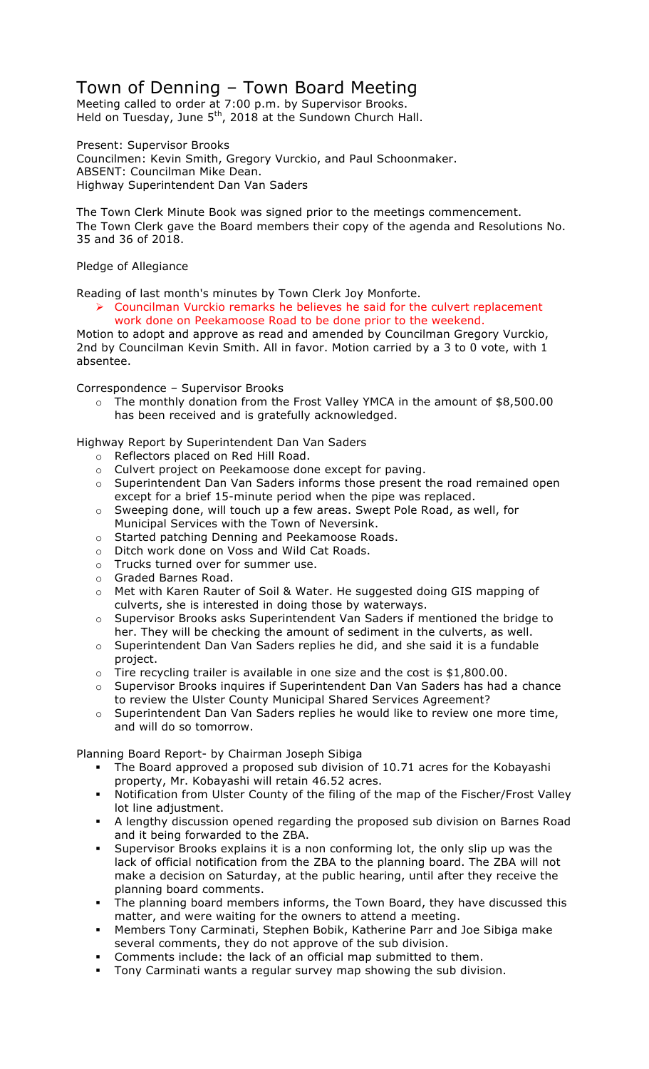# Town of Denning – Town Board Meeting

Meeting called to order at 7:00 p.m. by Supervisor Brooks.
Held on Tuesday, June 5th, 2018 at the Sundown Church Hall.

Present: Supervisor Brooks
Councilmen: Kevin Smith, Gregory Vurckio, and Paul Schoonmaker.
ABSENT: Councilman Mike Dean.
Highway Superintendent Dan Van Saders

The Town Clerk Minute Book was signed prior to the meetings commencement.
The Town Clerk gave the Board members their copy of the agenda and Resolutions No. 35 and 36 of 2018.

Pledge of Allegiance

Reading of last month's minutes by Town Clerk Joy Monforte.

- Councilman Vurckio remarks he believes he said for the culvert replacement work done on Peekamoose Road to be done prior to the weekend.

Motion to adopt and approve as read and amended by Councilman Gregory Vurckio, 2nd by Councilman Kevin Smith. All in favor. Motion carried by a 3 to 0 vote, with 1 absentee.

Correspondence – Supervisor Brooks

- The monthly donation from the Frost Valley YMCA in the amount of $8,500.00 has been received and is gratefully acknowledged.

Highway Report by Superintendent Dan Van Saders

- Reflectors placed on Red Hill Road.
- Culvert project on Peekamoose done except for paving.
- Superintendent Dan Van Saders informs those present the road remained open except for a brief 15-minute period when the pipe was replaced.
- Sweeping done, will touch up a few areas. Swept Pole Road, as well, for Municipal Services with the Town of Neversink.
- Started patching Denning and Peekamoose Roads.
- Ditch work done on Voss and Wild Cat Roads.
- Trucks turned over for summer use.
- Graded Barnes Road.
- Met with Karen Rauter of Soil & Water. He suggested doing GIS mapping of culverts, she is interested in doing those by waterways.
- Supervisor Brooks asks Superintendent Van Saders if mentioned the bridge to her. They will be checking the amount of sediment in the culverts, as well.
- Superintendent Dan Van Saders replies he did, and she said it is a fundable project.
- Tire recycling trailer is available in one size and the cost is $1,800.00.
- Supervisor Brooks inquires if Superintendent Dan Van Saders has had a chance to review the Ulster County Municipal Shared Services Agreement?
- Superintendent Dan Van Saders replies he would like to review one more time, and will do so tomorrow.

Planning Board Report- by Chairman Joseph Sibiga

- The Board approved a proposed sub division of 10.71 acres for the Kobayashi property, Mr. Kobayashi will retain 46.52 acres.
- Notification from Ulster County of the filing of the map of the Fischer/Frost Valley lot line adjustment.
- A lengthy discussion opened regarding the proposed sub division on Barnes Road and it being forwarded to the ZBA.
- Supervisor Brooks explains it is a non conforming lot, the only slip up was the lack of official notification from the ZBA to the planning board. The ZBA will not make a decision on Saturday, at the public hearing, until after they receive the planning board comments.
- The planning board members informs, the Town Board, they have discussed this matter, and were waiting for the owners to attend a meeting.
- Members Tony Carminati, Stephen Bobik, Katherine Parr and Joe Sibiga make several comments, they do not approve of the sub division.
- Comments include: the lack of an official map submitted to them.
- Tony Carminati wants a regular survey map showing the sub division.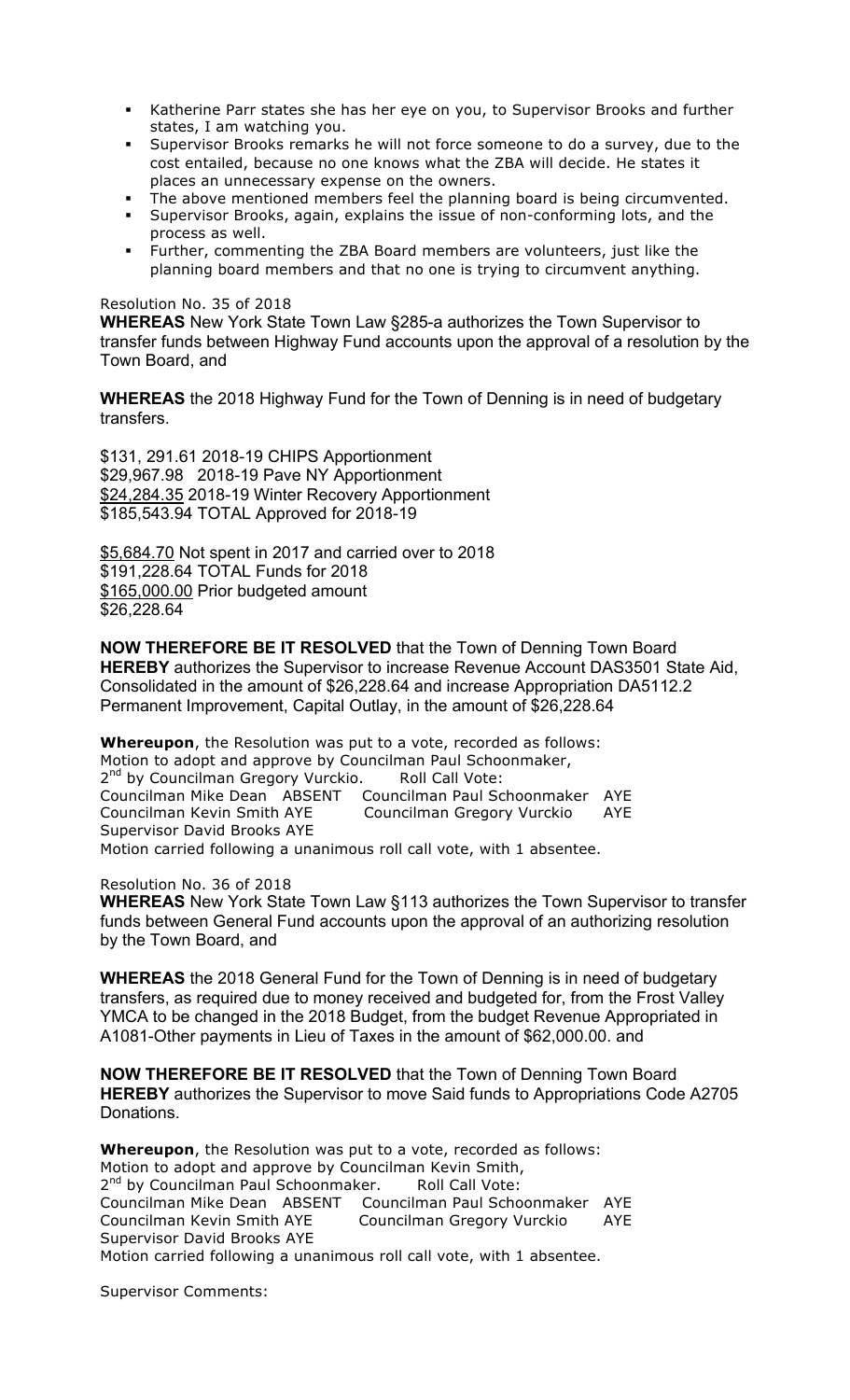- Katherine Parr states she has her eye on you, to Supervisor Brooks and further states, I am watching you.
- Supervisor Brooks remarks he will not force someone to do a survey, due to the cost entailed, because no one knows what the ZBA will decide. He states it places an unnecessary expense on the owners.
- The above mentioned members feel the planning board is being circumvented.
- Supervisor Brooks, again, explains the issue of non-conforming lots, and the process as well.
- Further, commenting the ZBA Board members are volunteers, just like the planning board members and that no one is trying to circumvent anything.

Resolution No. 35 of 2018

**WHEREAS** New York State Town Law §285-a authorizes the Town Supervisor to transfer funds between Highway Fund accounts upon the approval of a resolution by the Town Board, and

**WHEREAS** the 2018 Highway Fund for the Town of Denning is in need of budgetary transfers.

$131, 291.61 2018-19 CHIPS Apportionment
$29,967.98 2018-19 Pave NY Apportionment
$24,284.35 2018-19 Winter Recovery Apportionment
$185,543.94 TOTAL Approved for 2018-19

$5,684.70 Not spent in 2017 and carried over to 2018
$191,228.64 TOTAL Funds for 2018
$165,000.00 Prior budgeted amount
$26,228.64

**NOW THEREFORE BE IT RESOLVED** that the Town of Denning Town Board **HEREBY** authorizes the Supervisor to increase Revenue Account DAS3501 State Aid, Consolidated in the amount of $26,228.64 and increase Appropriation DA5112.2 Permanent Improvement, Capital Outlay, in the amount of $26,228.64

**Whereupon**, the Resolution was put to a vote, recorded as follows:
Motion to adopt and approve by Councilman Paul Schoonmaker,
2nd by Councilman Gregory Vurckio. Roll Call Vote:
Councilman Mike Dean ABSENT Councilman Paul Schoonmaker AYE
Councilman Kevin Smith AYE Councilman Gregory Vurckio AYE
Supervisor David Brooks AYE
Motion carried following a unanimous roll call vote, with 1 absentee.

Resolution No. 36 of 2018

**WHEREAS** New York State Town Law §113 authorizes the Town Supervisor to transfer funds between General Fund accounts upon the approval of an authorizing resolution by the Town Board, and

**WHEREAS** the 2018 General Fund for the Town of Denning is in need of budgetary transfers, as required due to money received and budgeted for, from the Frost Valley YMCA to be changed in the 2018 Budget, from the budget Revenue Appropriated in A1081-Other payments in Lieu of Taxes in the amount of $62,000.00. and

**NOW THEREFORE BE IT RESOLVED** that the Town of Denning Town Board **HEREBY** authorizes the Supervisor to move Said funds to Appropriations Code A2705 Donations.

**Whereupon**, the Resolution was put to a vote, recorded as follows:
Motion to adopt and approve by Councilman Kevin Smith,
2nd by Councilman Paul Schoonmaker. Roll Call Vote:
Councilman Mike Dean ABSENT Councilman Paul Schoonmaker AYE
Councilman Kevin Smith AYE Councilman Gregory Vurckio AYE
Supervisor David Brooks AYE
Motion carried following a unanimous roll call vote, with 1 absentee.

Supervisor Comments: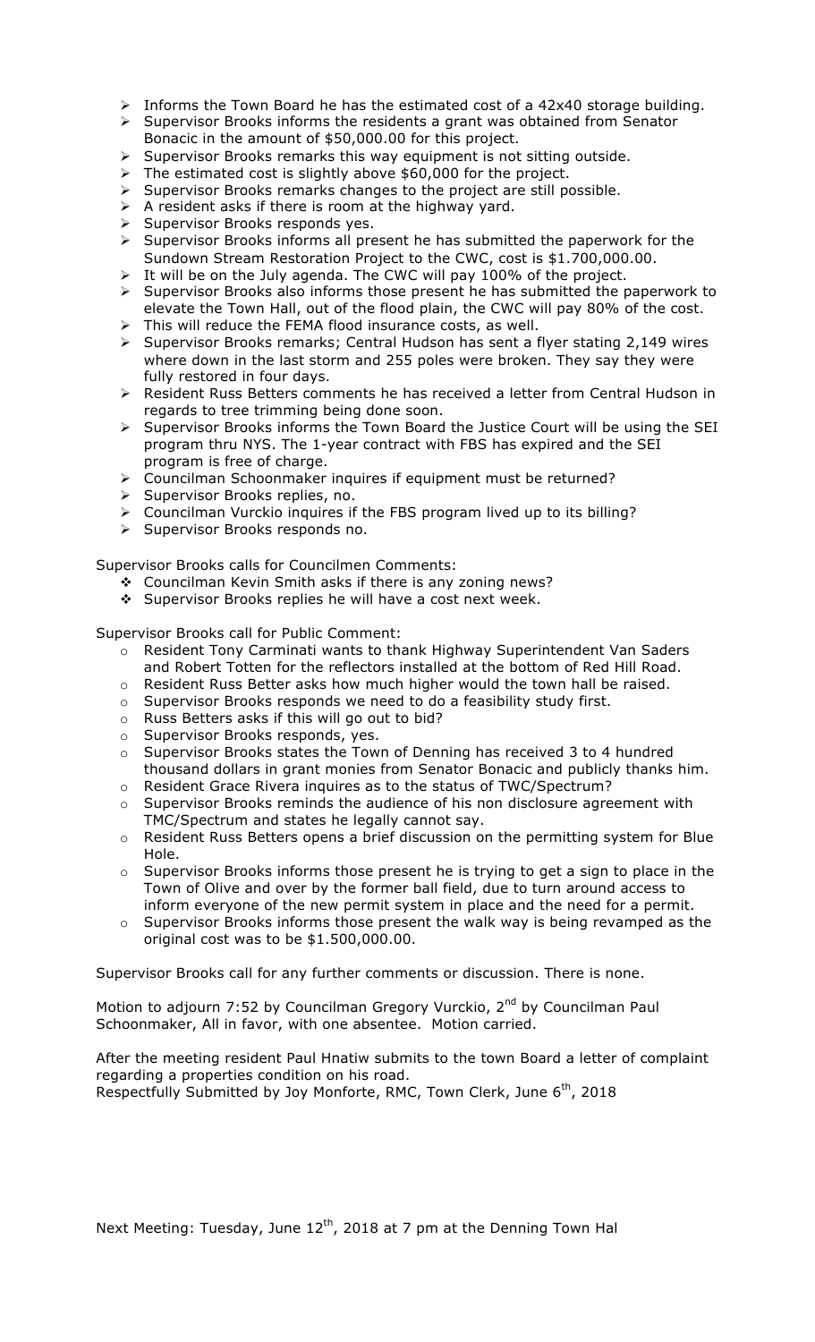- Informs the Town Board he has the estimated cost of a 42x40 storage building.
- Supervisor Brooks informs the residents a grant was obtained from Senator Bonacic in the amount of $50,000.00 for this project.
- Supervisor Brooks remarks this way equipment is not sitting outside.
- The estimated cost is slightly above $60,000 for the project.
- Supervisor Brooks remarks changes to the project are still possible.
- A resident asks if there is room at the highway yard.
- Supervisor Brooks responds yes.
- Supervisor Brooks informs all present he has submitted the paperwork for the Sundown Stream Restoration Project to the CWC, cost is $1.700,000.00.
- It will be on the July agenda. The CWC will pay 100% of the project.
- Supervisor Brooks also informs those present he has submitted the paperwork to elevate the Town Hall, out of the flood plain, the CWC will pay 80% of the cost.
- This will reduce the FEMA flood insurance costs, as well.
- Supervisor Brooks remarks; Central Hudson has sent a flyer stating 2,149 wires where down in the last storm and 255 poles were broken. They say they were fully restored in four days.
- Resident Russ Betters comments he has received a letter from Central Hudson in regards to tree trimming being done soon.
- Supervisor Brooks informs the Town Board the Justice Court will be using the SEI program thru NYS. The 1-year contract with FBS has expired and the SEI program is free of charge.
- Councilman Schoonmaker inquires if equipment must be returned?
- Supervisor Brooks replies, no.
- Councilman Vurckio inquires if the FBS program lived up to its billing?
- Supervisor Brooks responds no.

Supervisor Brooks calls for Councilmen Comments:

- Councilman Kevin Smith asks if there is any zoning news?
- Supervisor Brooks replies he will have a cost next week.

Supervisor Brooks call for Public Comment:

- Resident Tony Carminati wants to thank Highway Superintendent Van Saders and Robert Totten for the reflectors installed at the bottom of Red Hill Road.
- Resident Russ Better asks how much higher would the town hall be raised.
- Supervisor Brooks responds we need to do a feasibility study first.
- Russ Betters asks if this will go out to bid?
- Supervisor Brooks responds, yes.
- Supervisor Brooks states the Town of Denning has received 3 to 4 hundred thousand dollars in grant monies from Senator Bonacic and publicly thanks him.
- Resident Grace Rivera inquires as to the status of TWC/Spectrum?
- Supervisor Brooks reminds the audience of his non disclosure agreement with TMC/Spectrum and states he legally cannot say.
- Resident Russ Betters opens a brief discussion on the permitting system for Blue Hole.
- Supervisor Brooks informs those present he is trying to get a sign to place in the Town of Olive and over by the former ball field, due to turn around access to inform everyone of the new permit system in place and the need for a permit.
- Supervisor Brooks informs those present the walk way is being revamped as the original cost was to be $1.500,000.00.

Supervisor Brooks call for any further comments or discussion. There is none.

Motion to adjourn 7:52 by Councilman Gregory Vurckio, 2nd by Councilman Paul Schoonmaker, All in favor, with one absentee. Motion carried.

After the meeting resident Paul Hnatiw submits to the town Board a letter of complaint regarding a properties condition on his road.
Respectfully Submitted by Joy Monforte, RMC, Town Clerk, June 6th, 2018

Next Meeting: Tuesday, June 12th, 2018 at 7 pm at the Denning Town Hal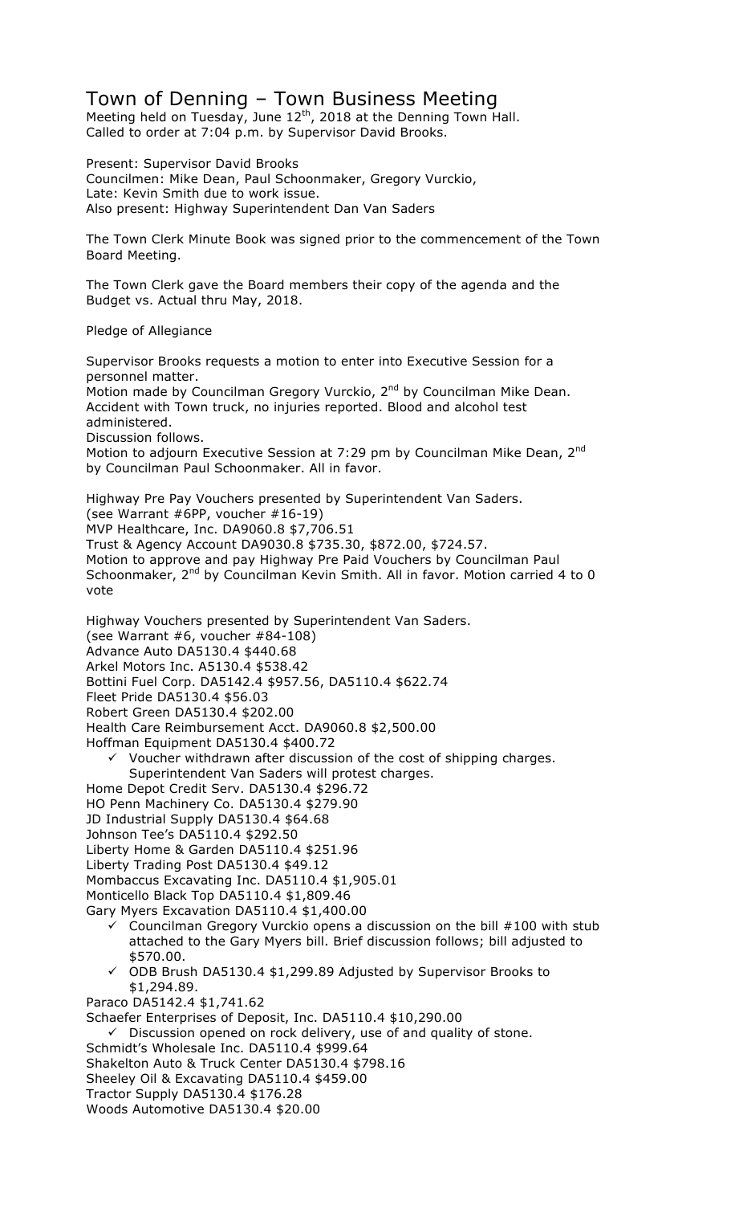# Town of Denning – Town Business Meeting

Meeting held on Tuesday, June 12th, 2018 at the Denning Town Hall.
Called to order at 7:04 p.m. by Supervisor David Brooks.

Present: Supervisor David Brooks
Councilmen: Mike Dean, Paul Schoonmaker, Gregory Vurckio,
Late: Kevin Smith due to work issue.
Also present: Highway Superintendent Dan Van Saders

The Town Clerk Minute Book was signed prior to the commencement of the Town Board Meeting.

The Town Clerk gave the Board members their copy of the agenda and the Budget vs. Actual thru May, 2018.

Pledge of Allegiance

Supervisor Brooks requests a motion to enter into Executive Session for a personnel matter.
Motion made by Councilman Gregory Vurckio, 2nd by Councilman Mike Dean.
Accident with Town truck, no injuries reported. Blood and alcohol test administered.
Discussion follows.
Motion to adjourn Executive Session at 7:29 pm by Councilman Mike Dean, 2nd by Councilman Paul Schoonmaker. All in favor.

Highway Pre Pay Vouchers presented by Superintendent Van Saders.
(see Warrant #6PP, voucher #16-19)
MVP Healthcare, Inc. DA9060.8 $7,706.51
Trust & Agency Account DA9030.8 $735.30, $872.00, $724.57.
Motion to approve and pay Highway Pre Paid Vouchers by Councilman Paul Schoonmaker, 2nd by Councilman Kevin Smith. All in favor. Motion carried 4 to 0 vote

Highway Vouchers presented by Superintendent Van Saders.
(see Warrant #6, voucher #84-108)
Advance Auto DA5130.4 $440.68
Arkel Motors Inc. A5130.4 $538.42
Bottini Fuel Corp. DA5142.4 $957.56, DA5110.4 $622.74
Fleet Pride DA5130.4 $56.03
Robert Green DA5130.4 $202.00
Health Care Reimbursement Acct. DA9060.8 $2,500.00
Hoffman Equipment DA5130.4 $400.72
- ✓ Voucher withdrawn after discussion of the cost of shipping charges. Superintendent Van Saders will protest charges.

Home Depot Credit Serv. DA5130.4 $296.72
HO Penn Machinery Co. DA5130.4 $279.90
JD Industrial Supply DA5130.4 $64.68
Johnson Tee's DA5110.4 $292.50
Liberty Home & Garden DA5110.4 $251.96
Liberty Trading Post DA5130.4 $49.12
Mombaccus Excavating Inc. DA5110.4 $1,905.01
Monticello Black Top DA5110.4 $1,809.46
Gary Myers Excavation DA5110.4 $1,400.00
- ✓ Councilman Gregory Vurckio opens a discussion on the bill #100 with stub attached to the Gary Myers bill. Brief discussion follows; bill adjusted to $570.00.
- ✓ ODB Brush DA5130.4 $1,299.89 Adjusted by Supervisor Brooks to $1,294.89.

Paraco DA5142.4 $1,741.62
Schaefer Enterprises of Deposit, Inc. DA5110.4 $10,290.00
- ✓ Discussion opened on rock delivery, use of and quality of stone.

Schmidt's Wholesale Inc. DA5110.4 $999.64
Shakelton Auto & Truck Center DA5130.4 $798.16
Sheeley Oil & Excavating DA5110.4 $459.00
Tractor Supply DA5130.4 $176.28
Woods Automotive DA5130.4 $20.00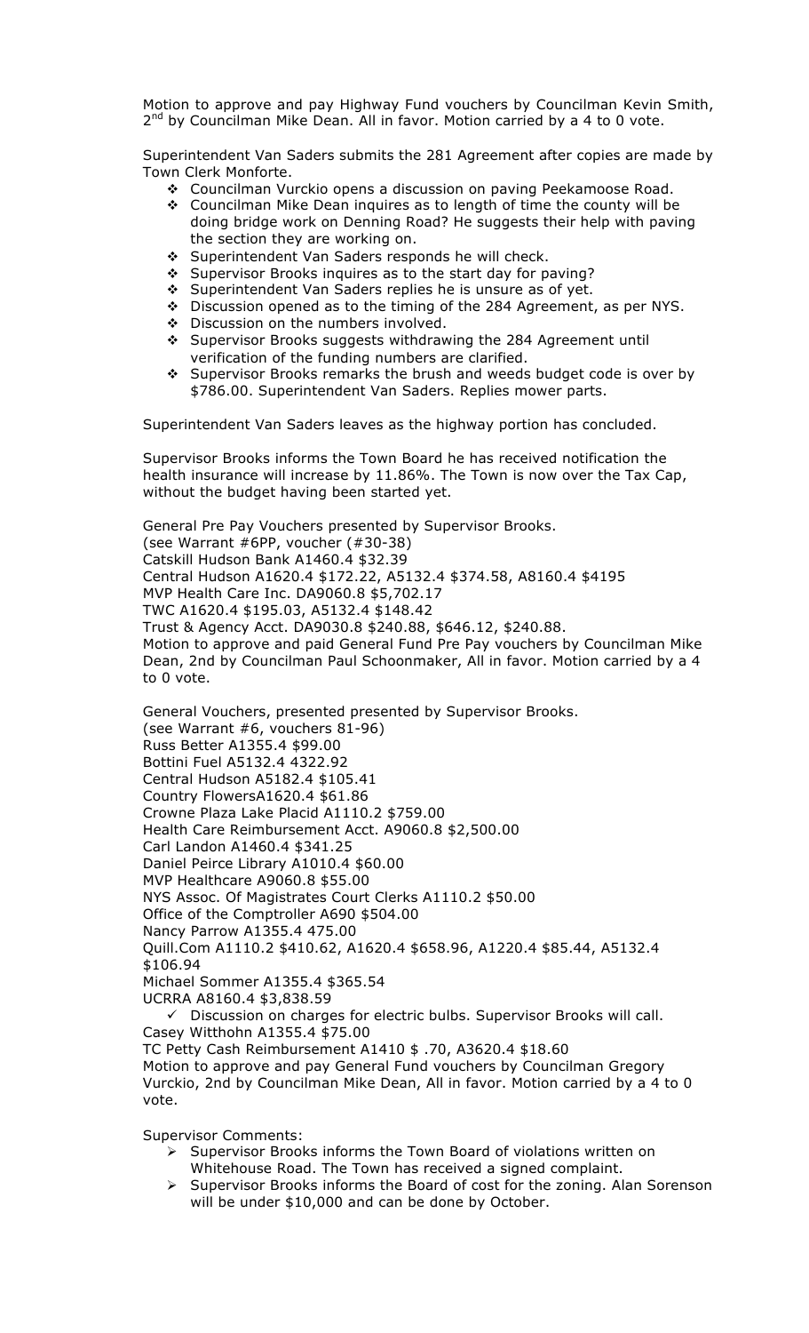Motion to approve and pay Highway Fund vouchers by Councilman Kevin Smith, 2nd by Councilman Mike Dean. All in favor. Motion carried by a 4 to 0 vote.

Superintendent Van Saders submits the 281 Agreement after copies are made by Town Clerk Monforte.

- Councilman Vurckio opens a discussion on paving Peekamoose Road.
- Councilman Mike Dean inquires as to length of time the county will be doing bridge work on Denning Road? He suggests their help with paving the section they are working on.
- Superintendent Van Saders responds he will check.
- Supervisor Brooks inquires as to the start day for paving?
- Superintendent Van Saders replies he is unsure as of yet.
- Discussion opened as to the timing of the 284 Agreement, as per NYS.
- Discussion on the numbers involved.
- Supervisor Brooks suggests withdrawing the 284 Agreement until verification of the funding numbers are clarified.
- Supervisor Brooks remarks the brush and weeds budget code is over by $786.00. Superintendent Van Saders. Replies mower parts.

Superintendent Van Saders leaves as the highway portion has concluded.

Supervisor Brooks informs the Town Board he has received notification the health insurance will increase by 11.86%. The Town is now over the Tax Cap, without the budget having been started yet.

General Pre Pay Vouchers presented by Supervisor Brooks.
(see Warrant #6PP, voucher (#30-38)
Catskill Hudson Bank A1460.4 $32.39
Central Hudson A1620.4 $172.22, A5132.4 $374.58, A8160.4 $4195
MVP Health Care Inc. DA9060.8 $5,702.17
TWC A1620.4 $195.03, A5132.4 $148.42
Trust & Agency Acct. DA9030.8 $240.88, $646.12, $240.88.
Motion to approve and paid General Fund Pre Pay vouchers by Councilman Mike Dean, 2nd by Councilman Paul Schoonmaker, All in favor. Motion carried by a 4 to 0 vote.

General Vouchers, presented presented by Supervisor Brooks.
(see Warrant #6, vouchers 81-96)
Russ Better A1355.4 $99.00
Bottini Fuel A5132.4 4322.92
Central Hudson A5182.4 $105.41
Country FlowersA1620.4 $61.86
Crowne Plaza Lake Placid A1110.2 $759.00
Health Care Reimbursement Acct. A9060.8 $2,500.00
Carl Landon A1460.4 $341.25
Daniel Peirce Library A1010.4 $60.00
MVP Healthcare A9060.8 $55.00
NYS Assoc. Of Magistrates Court Clerks A1110.2 $50.00
Office of the Comptroller A690 $504.00
Nancy Parrow A1355.4 475.00
Quill.Com A1110.2 $410.62, A1620.4 $658.96, A1220.4 $85.44, A5132.4 $106.94
Michael Sommer A1355.4 $365.54
UCRRA A8160.4 $3,838.59

- ✓ Discussion on charges for electric bulbs. Supervisor Brooks will call.

Casey Witthohn A1355.4 $75.00
TC Petty Cash Reimbursement A1410 $ .70, A3620.4 $18.60
Motion to approve and pay General Fund vouchers by Councilman Gregory Vurckio, 2nd by Councilman Mike Dean, All in favor. Motion carried by a 4 to 0 vote.

Supervisor Comments:

- Supervisor Brooks informs the Town Board of violations written on Whitehouse Road. The Town has received a signed complaint.
- Supervisor Brooks informs the Board of cost for the zoning. Alan Sorenson will be under $10,000 and can be done by October.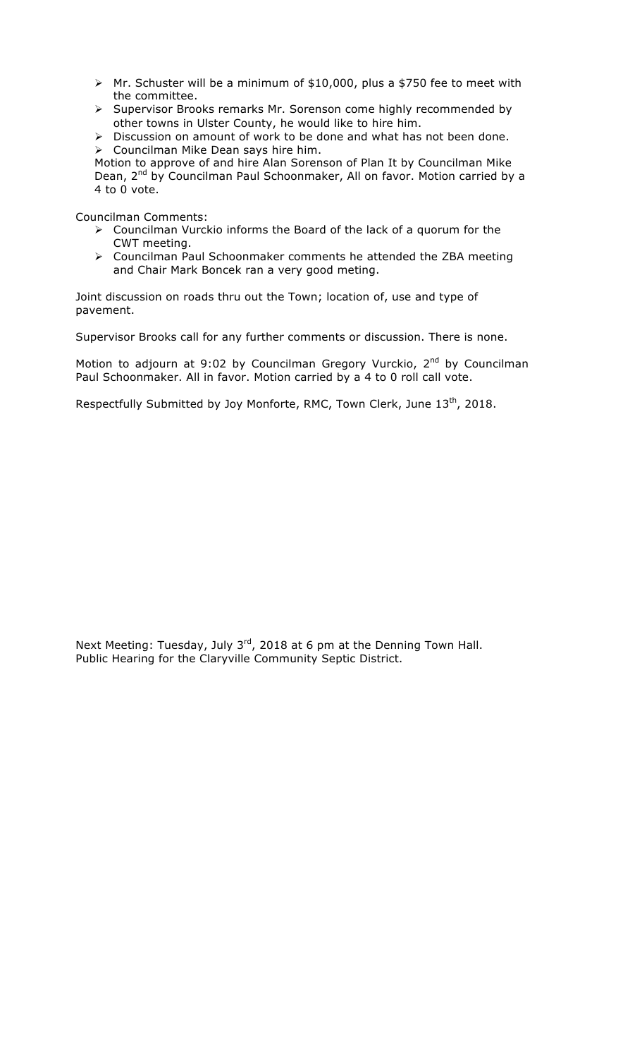- Mr. Schuster will be a minimum of $10,000, plus a $750 fee to meet with the committee.
- Supervisor Brooks remarks Mr. Sorenson come highly recommended by other towns in Ulster County, he would like to hire him.
- Discussion on amount of work to be done and what has not been done.
- Councilman Mike Dean says hire him.

Motion to approve of and hire Alan Sorenson of Plan It by Councilman Mike Dean, 2nd by Councilman Paul Schoonmaker, All on favor. Motion carried by a 4 to 0 vote.

Councilman Comments:

- Councilman Vurckio informs the Board of the lack of a quorum for the CWT meeting.
- Councilman Paul Schoonmaker comments he attended the ZBA meeting and Chair Mark Boncek ran a very good meting.

Joint discussion on roads thru out the Town; location of, use and type of pavement.

Supervisor Brooks call for any further comments or discussion. There is none.

Motion to adjourn at 9:02 by Councilman Gregory Vurckio, 2nd by Councilman Paul Schoonmaker. All in favor. Motion carried by a 4 to 0 roll call vote.

Respectfully Submitted by Joy Monforte, RMC, Town Clerk, June 13th, 2018.

Next Meeting: Tuesday, July 3rd, 2018 at 6 pm at the Denning Town Hall.
Public Hearing for the Claryville Community Septic District.